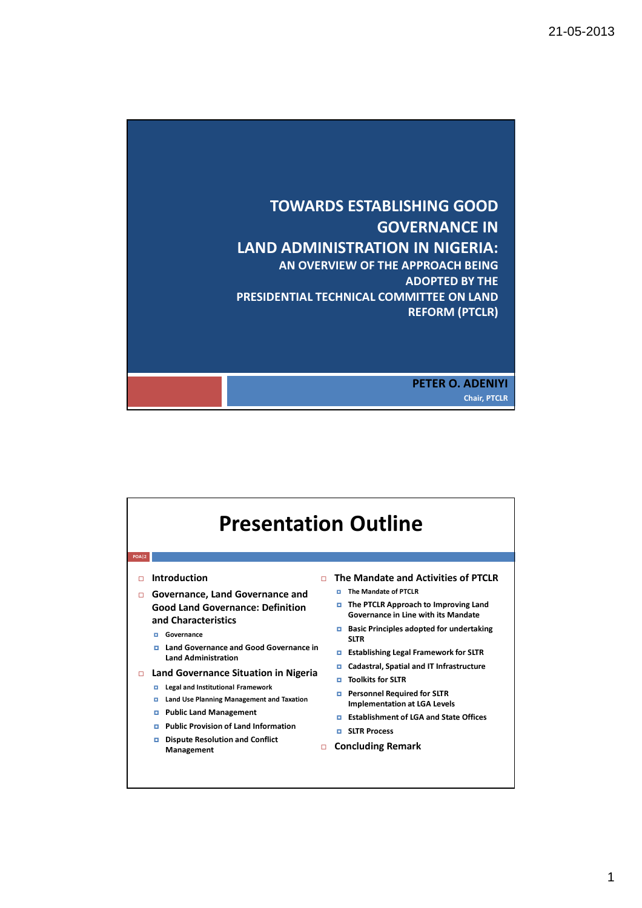# TOWARDS ESTABLISHING GOOD GOVERNANCE IN LAND ADMINISTRATION IN NIGERIA:

## AN OVERVIEW OF THE APPROACH BEING ADOPTED BY THE PRESIDENTIAL TECHNICAL COMMITTEE ON LAND REFORM (PTCLR)

**PETER O. ADENIYI**

Chair, PTCLR

# Presentation Outline

- Introduction
- Governance, Land Governance and Good Land Governance: Definition and Characteristics
  - Governance
  - Land Governance and Good Governance in Land Administration
- Land Governance Situation in Nigeria
  - Legal and Institutional Framework
  - Land Use Planning Management and Taxation
  - Public Land Management
  - Public Provision of Land Information
  - Dispute Resolution and Conflict Management
- The Mandate and Activities of PTCLR
  - The Mandate of PTCLR
  - The PTCLR Approach to Improving Land Governance in Line with its Mandate
  - Basic Principles adopted for undertaking SLTR
  - Establishing Legal Framework for SLTR
  - Cadastral, Spatial and IT Infrastructure
  - Toolkits for SLTR
  - Personnel Required for SLTR Implementation at LGA Levels
  - Establishment of LGA and State Offices
  - SLTR Process
- Concluding Remark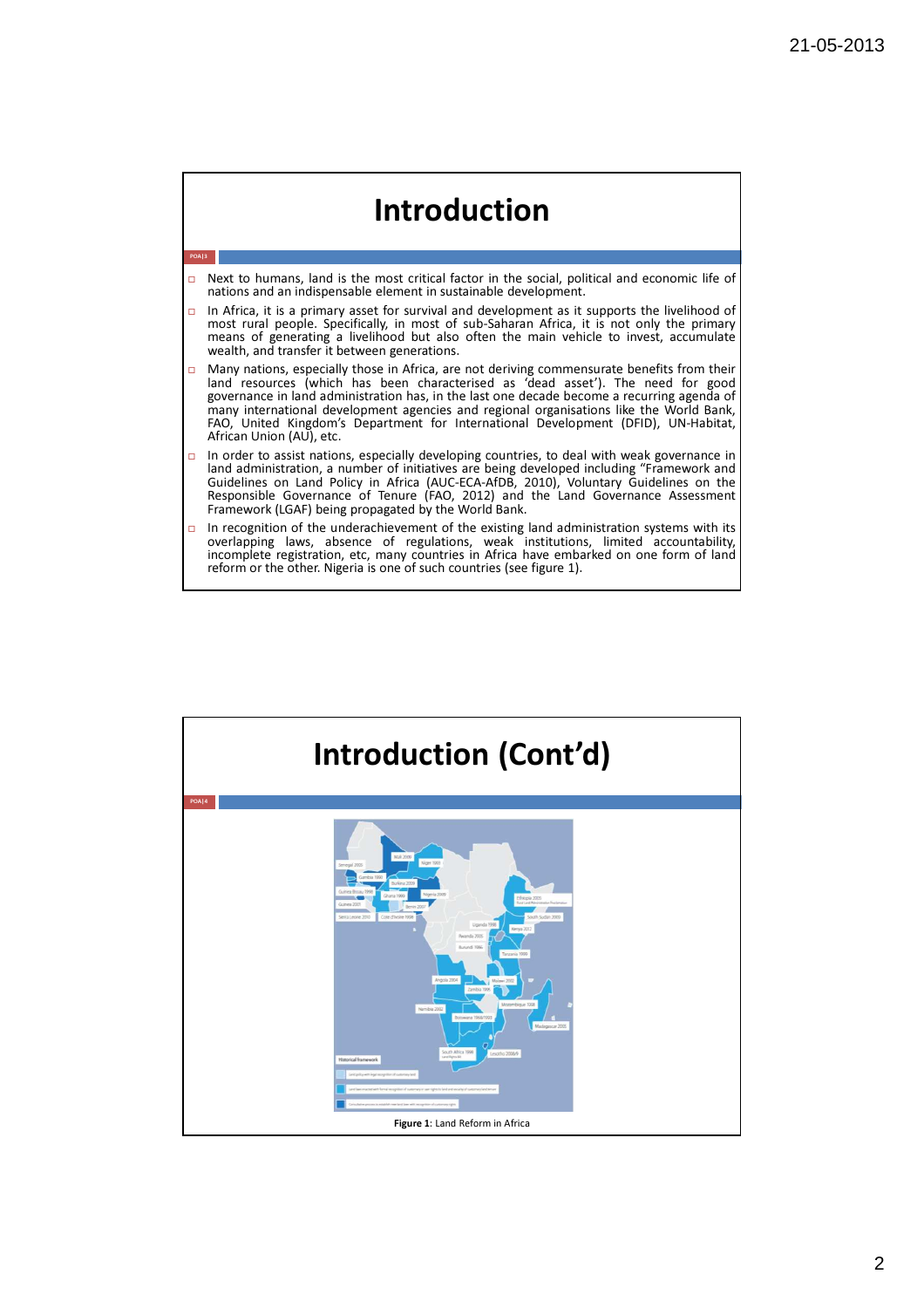# Introduction

- Next to humans, land is the most critical factor in the social, political and economic life of nations and an indispensable element in sustainable development.
- In Africa, it is a primary asset for survival and development as it supports the livelihood of most rural people. Specifically, in most of sub-Saharan Africa, it is not only the primary means of generating a livelihood but also often the main vehicle to invest, accumulate wealth, and transfer it between generations.
- Many nations, especially those in Africa, are not deriving commensurate benefits from their land resources (which has been characterised as 'dead asset'). The need for good governance in land administration has, in the last one decade become a recurring agenda of many international development agencies and regional organisations like the World Bank, FAO, United Kingdom's Department for International Development (DFID), UN-Habitat, African Union (AU), etc.
- In order to assist nations, especially developing countries, to deal with weak governance in land administration, a number of initiatives are being developed including "Framework and Guidelines on Land Policy in Africa (AUC-ECA-AfDB, 2010), Voluntary Guidelines on the Responsible Governance of Tenure (FAO, 2012) and the Land Governance Assessment Framework (LGAF) being propagated by the World Bank.
- In recognition of the underachievement of the existing land administration systems with its overlapping laws, absence of regulations, weak institutions, limited accountability, incomplete registration, etc, many countries in Africa have embarked on one form of land reform or the other. Nigeria is one of such countries (see figure 1).

# Introduction (Cont'd)

**Figure 1**: Land Reform in Africa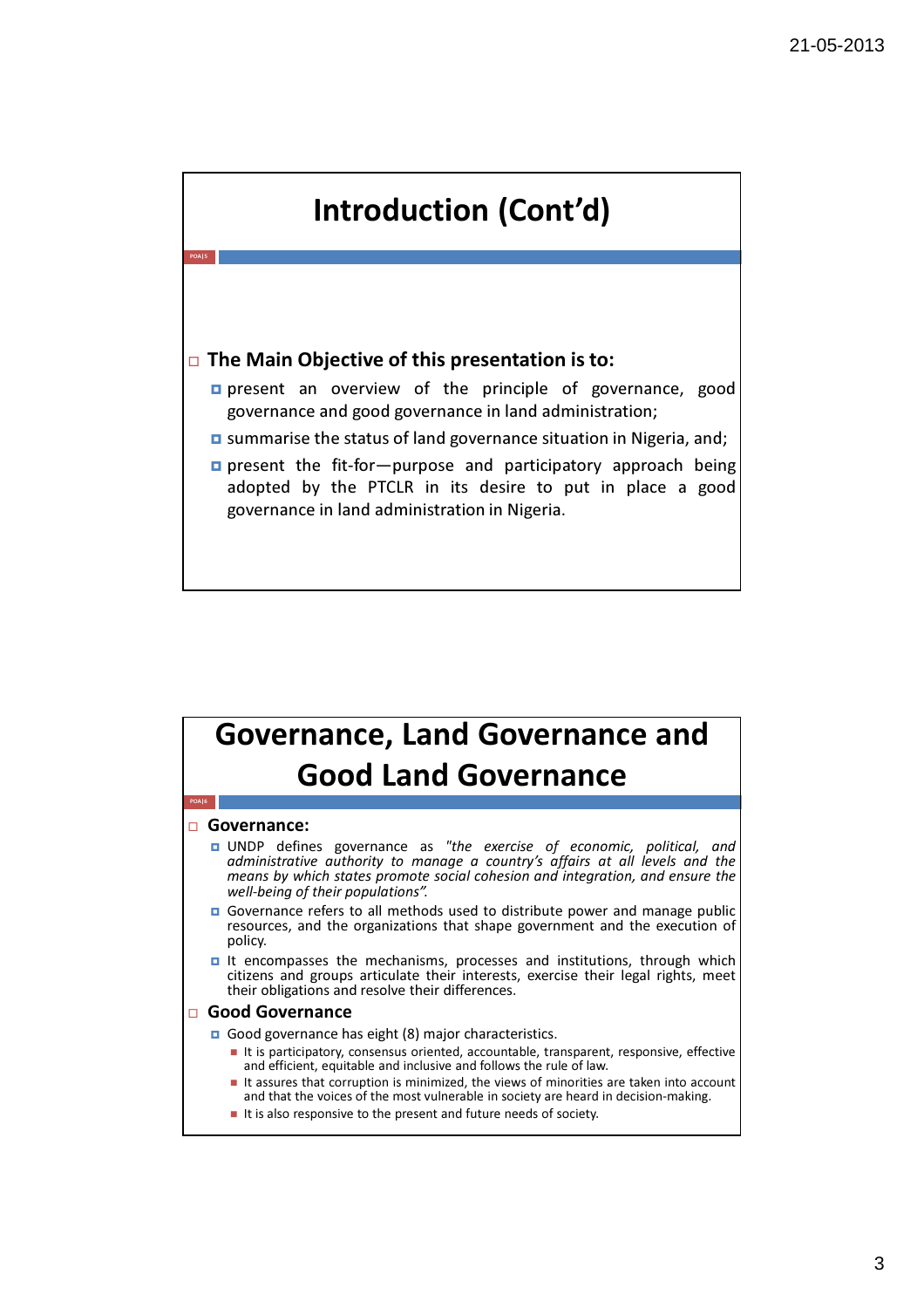# Introduction (Cont'd)

- **The Main Objective of this presentation is to:**
  - present an overview of the principle of governance, good governance and good governance in land administration;
  - summarise the status of land governance situation in Nigeria, and;
  - present the fit-for—purpose and participatory approach being adopted by the PTCLR in its desire to put in place a good governance in land administration in Nigeria.

# Governance, Land Governance and Good Land Governance

- **Governance:**
  - UNDP defines governance as *"the exercise of economic, political, and administrative authority to manage a country's affairs at all levels and the means by which states promote social cohesion and integration, and ensure the well-being of their populations".*
  - Governance refers to all methods used to distribute power and manage public resources, and the organizations that shape government and the execution of policy.
  - It encompasses the mechanisms, processes and institutions, through which citizens and groups articulate their interests, exercise their legal rights, meet their obligations and resolve their differences.
- **Good Governance**
  - Good governance has eight (8) major characteristics.
    - It is participatory, consensus oriented, accountable, transparent, responsive, effective and efficient, equitable and inclusive and follows the rule of law.
    - It assures that corruption is minimized, the views of minorities are taken into account and that the voices of the most vulnerable in society are heard in decision-making.
    - It is also responsive to the present and future needs of society.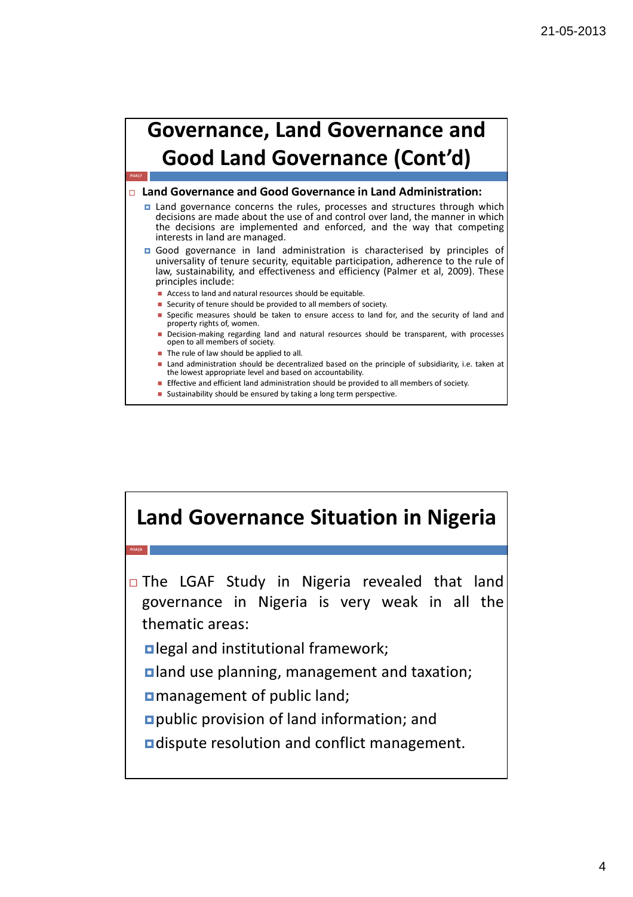# Governance, Land Governance and Good Land Governance (Cont'd)

- **Land Governance and Good Governance in Land Administration:**
  - Land governance concerns the rules, processes and structures through which decisions are made about the use of and control over land, the manner in which the decisions are implemented and enforced, and the way that competing interests in land are managed.
  - Good governance in land administration is characterised by principles of universality of tenure security, equitable participation, adherence to the rule of law, sustainability, and effectiveness and efficiency (Palmer et al, 2009). These principles include:
    - Access to land and natural resources should be equitable.
    - Security of tenure should be provided to all members of society.
    - Specific measures should be taken to ensure access to land for, and the security of land and property rights of, women.
    - Decision-making regarding land and natural resources should be transparent, with processes open to all members of society.
    - The rule of law should be applied to all.
    - Land administration should be decentralized based on the principle of subsidiarity, i.e. taken at the lowest appropriate level and based on accountability.
    - Effective and efficient land administration should be provided to all members of society.
    - Sustainability should be ensured by taking a long term perspective.

# Land Governance Situation in Nigeria

- The LGAF Study in Nigeria revealed that land governance in Nigeria is very weak in all the thematic areas:
  - legal and institutional framework;
  - land use planning, management and taxation;
  - management of public land;
  - public provision of land information; and
  - dispute resolution and conflict management.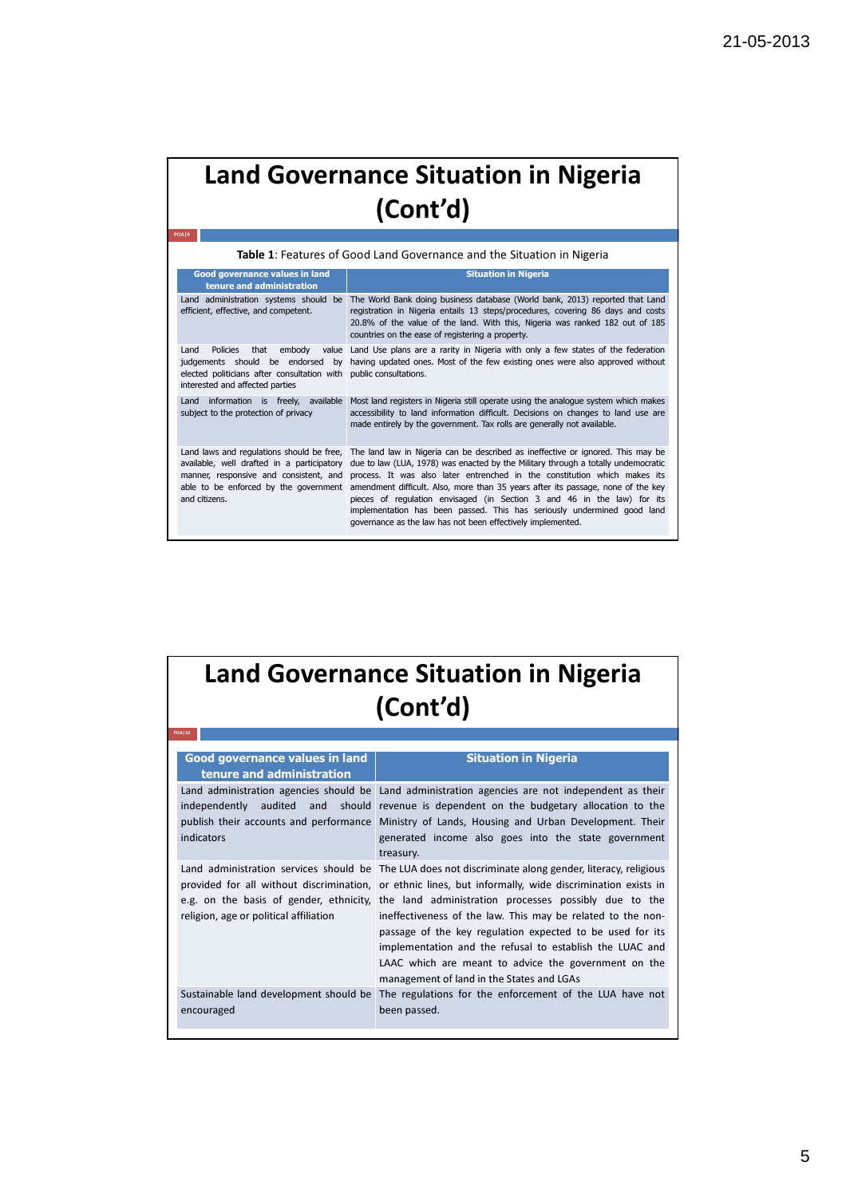# Land Governance Situation in Nigeria (Cont'd)

**Table 1**: Features of Good Land Governance and the Situation in Nigeria

| Good governance values in land tenure and administration | Situation in Nigeria |
|---|---|
| Land administration systems should be efficient, effective, and competent. | The World Bank doing business database (World bank, 2013) reported that Land registration in Nigeria entails 13 steps/procedures, covering 86 days and costs 20.8% of the value of the land. With this, Nigeria was ranked 182 out of 185 countries on the ease of registering a property. |
| Land Policies that embody value judgements should be endorsed by elected politicians after consultation with interested and affected parties | Land Use plans are a rarity in Nigeria with only a few states of the federation having updated ones. Most of the few existing ones were also approved without public consultations. |
| Land information is freely, available subject to the protection of privacy | Most land registers in Nigeria still operate using the analogue system which makes accessibility to land information difficult. Decisions on changes to land use are made entirely by the government. Tax rolls are generally not available. |
| Land laws and regulations should be free, available, well drafted in a participatory manner, responsive and consistent, and able to be enforced by the government and citizens. | The land law in Nigeria can be described as ineffective or ignored. This may be due to law (LUA, 1978) was enacted by the Military through a totally undemocratic process. It was also later entrenched in the constitution which makes its amendment difficult. Also, more than 35 years after its passage, none of the key pieces of regulation envisaged (in Section 3 and 46 in the law) for its implementation has been passed. This has seriously undermined good land governance as the law has not been effectively implemented. |

# Land Governance Situation in Nigeria (Cont'd)

| Good governance values in land tenure and administration | Situation in Nigeria |
|---|---|
| Land administration agencies should be independently audited and should publish their accounts and performance indicators | Land administration agencies are not independent as their revenue is dependent on the budgetary allocation to the Ministry of Lands, Housing and Urban Development. Their generated income also goes into the state government treasury. |
| Land administration services should be provided for all without discrimination, e.g. on the basis of gender, ethnicity, religion, age or political affiliation | The LUA does not discriminate along gender, literacy, religious or ethnic lines, but informally, wide discrimination exists in the land administration processes possibly due to the ineffectiveness of the law. This may be related to the non-passage of the key regulation expected to be used for its implementation and the refusal to establish the LUAC and LAAC which are meant to advice the government on the management of land in the States and LGAs |
| Sustainable land development should be encouraged | The regulations for the enforcement of the LUA have not been passed. |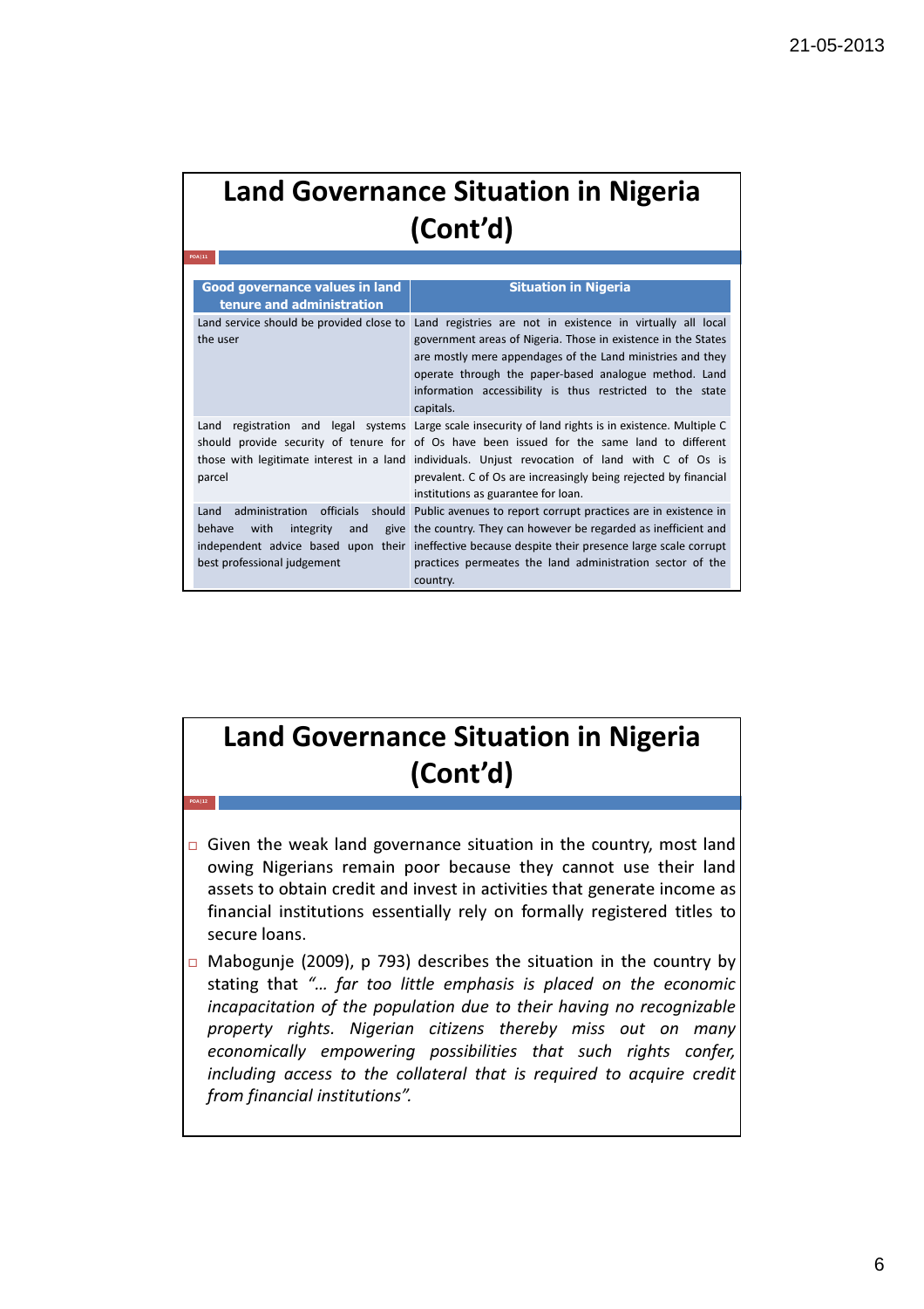# Land Governance Situation in Nigeria (Cont'd)

| Good governance values in land tenure and administration | Situation in Nigeria |
|---|---|
| Land service should be provided close to the user | Land registries are not in existence in virtually all local government areas of Nigeria. Those in existence in the States are mostly mere appendages of the Land ministries and they operate through the paper-based analogue method. Land information accessibility is thus restricted to the state capitals. |
| Land registration and legal systems should provide security of tenure for those with legitimate interest in a land parcel | Large scale insecurity of land rights is in existence. Multiple C of Os have been issued for the same land to different individuals. Unjust revocation of land with C of Os is prevalent. C of Os are increasingly being rejected by financial institutions as guarantee for loan. |
| Land administration officials should behave with integrity and give independent advice based upon their best professional judgement | Public avenues to report corrupt practices are in existence in the country. They can however be regarded as inefficient and ineffective because despite their presence large scale corrupt practices permeates the land administration sector of the country. |

# Land Governance Situation in Nigeria (Cont'd)

- Given the weak land governance situation in the country, most land owing Nigerians remain poor because they cannot use their land assets to obtain credit and invest in activities that generate income as financial institutions essentially rely on formally registered titles to secure loans.
- Mabogunje (2009), p 793) describes the situation in the country by stating that *"… far too little emphasis is placed on the economic incapacitation of the population due to their having no recognizable property rights. Nigerian citizens thereby miss out on many economically empowering possibilities that such rights confer, including access to the collateral that is required to acquire credit from financial institutions".*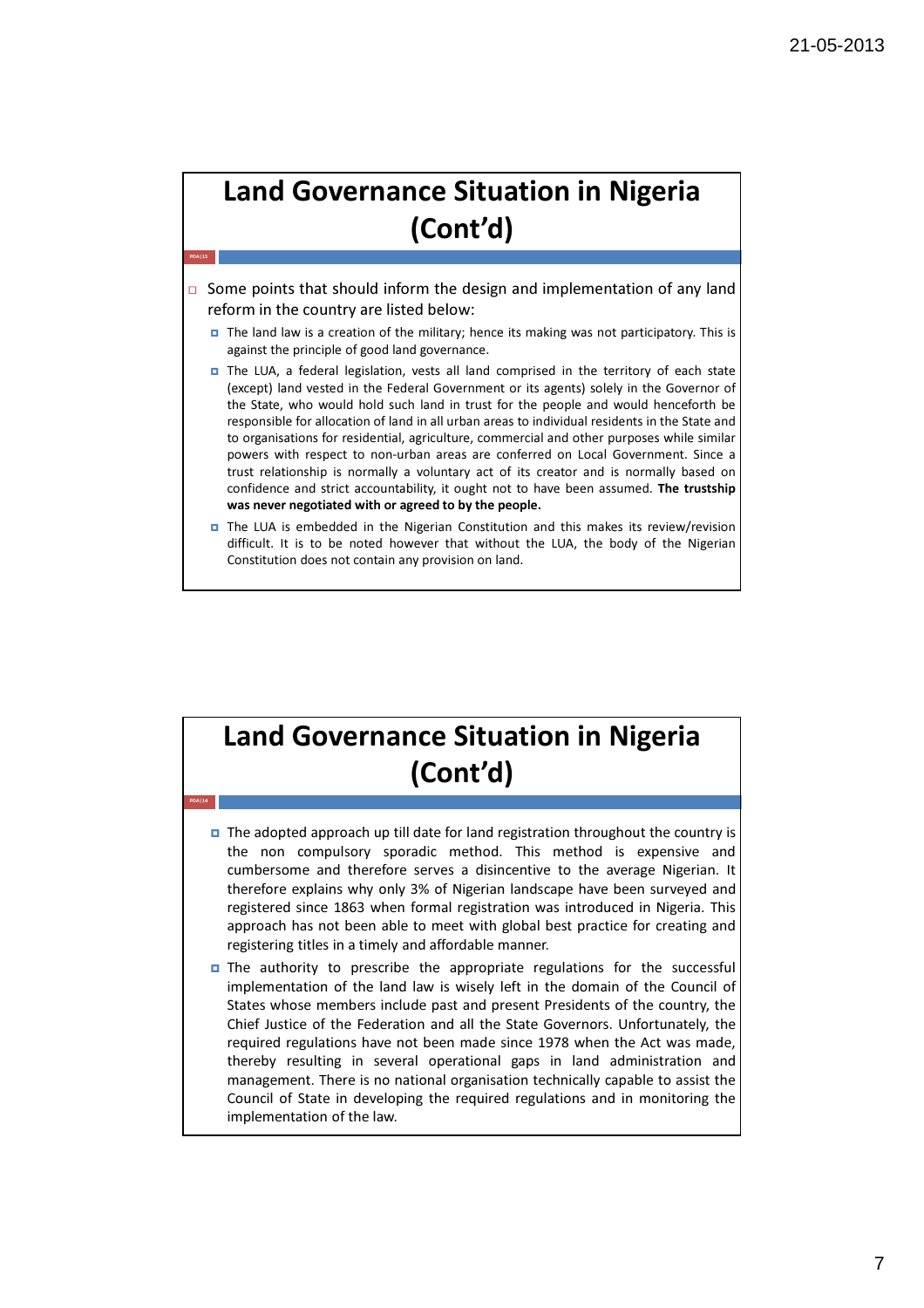## Land Governance Situation in Nigeria (Cont'd)

- Some points that should inform the design and implementation of any land reform in the country are listed below:
  - The land law is a creation of the military; hence its making was not participatory. This is against the principle of good land governance.
  - The LUA, a federal legislation, vests all land comprised in the territory of each state (except) land vested in the Federal Government or its agents) solely in the Governor of the State, who would hold such land in trust for the people and would henceforth be responsible for allocation of land in all urban areas to individual residents in the State and to organisations for residential, agriculture, commercial and other purposes while similar powers with respect to non-urban areas are conferred on Local Government. Since a trust relationship is normally a voluntary act of its creator and is normally based on confidence and strict accountability, it ought not to have been assumed. **The trustship was never negotiated with or agreed to by the people.**
  - The LUA is embedded in the Nigerian Constitution and this makes its review/revision difficult. It is to be noted however that without the LUA, the body of the Nigerian Constitution does not contain any provision on land.

## Land Governance Situation in Nigeria (Cont'd)

- The adopted approach up till date for land registration throughout the country is the non compulsory sporadic method. This method is expensive and cumbersome and therefore serves a disincentive to the average Nigerian. It therefore explains why only 3% of Nigerian landscape have been surveyed and registered since 1863 when formal registration was introduced in Nigeria. This approach has not been able to meet with global best practice for creating and registering titles in a timely and affordable manner.
- The authority to prescribe the appropriate regulations for the successful implementation of the land law is wisely left in the domain of the Council of States whose members include past and present Presidents of the country, the Chief Justice of the Federation and all the State Governors. Unfortunately, the required regulations have not been made since 1978 when the Act was made, thereby resulting in several operational gaps in land administration and management. There is no national organisation technically capable to assist the Council of State in developing the required regulations and in monitoring the implementation of the law.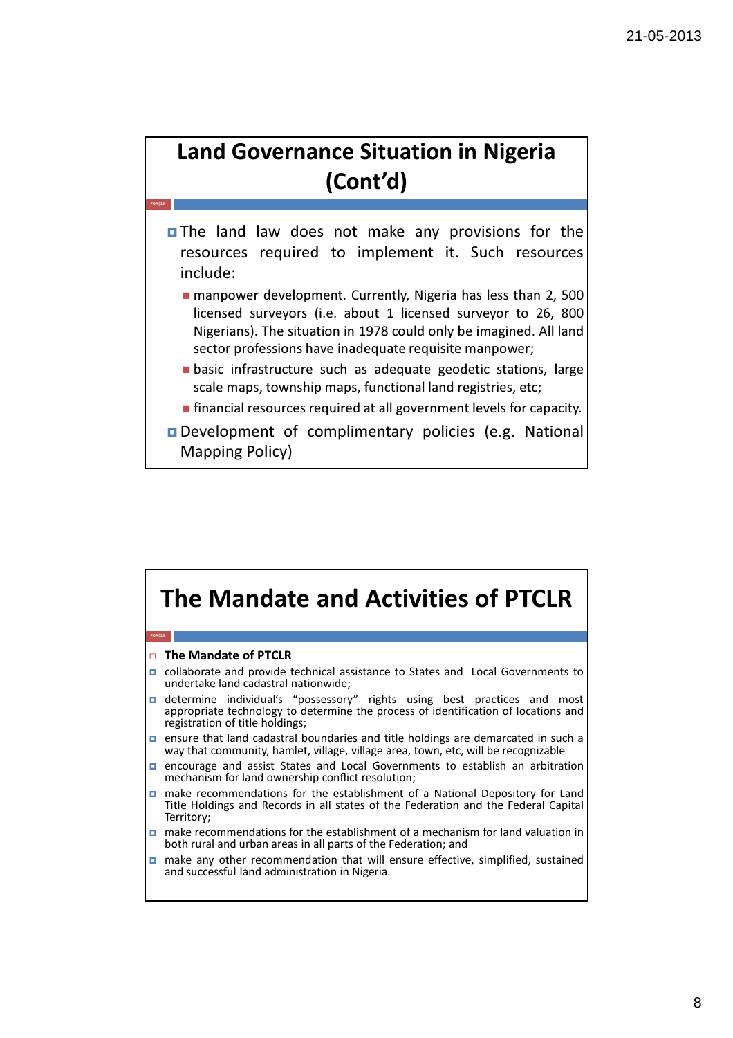## Land Governance Situation in Nigeria (Cont'd)

- The land law does not make any provisions for the resources required to implement it. Such resources include:
  - manpower development. Currently, Nigeria has less than 2, 500 licensed surveyors (i.e. about 1 licensed surveyor to 26, 800 Nigerians). The situation in 1978 could only be imagined. All land sector professions have inadequate requisite manpower;
  - basic infrastructure such as adequate geodetic stations, large scale maps, township maps, functional land registries, etc;
  - financial resources required at all government levels for capacity.
- Development of complimentary policies (e.g. National Mapping Policy)

## The Mandate and Activities of PTCLR

- **The Mandate of PTCLR**
- collaborate and provide technical assistance to States and Local Governments to undertake land cadastral nationwide;
- determine individual's "possessory" rights using best practices and most appropriate technology to determine the process of identification of locations and registration of title holdings;
- ensure that land cadastral boundaries and title holdings are demarcated in such a way that community, hamlet, village, village area, town, etc, will be recognizable
- encourage and assist States and Local Governments to establish an arbitration mechanism for land ownership conflict resolution;
- make recommendations for the establishment of a National Depository for Land Title Holdings and Records in all states of the Federation and the Federal Capital Territory;
- make recommendations for the establishment of a mechanism for land valuation in both rural and urban areas in all parts of the Federation; and
- make any other recommendation that will ensure effective, simplified, sustained and successful land administration in Nigeria.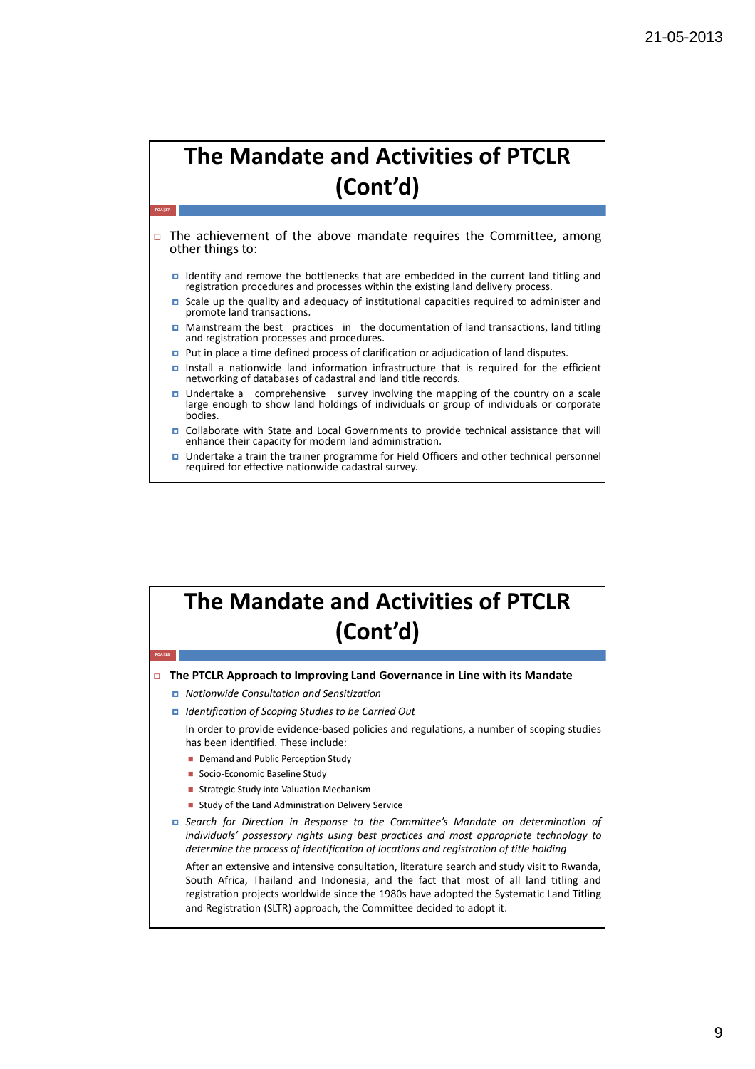## The Mandate and Activities of PTCLR (Cont'd)

- The achievement of the above mandate requires the Committee, among other things to:
  - Identify and remove the bottlenecks that are embedded in the current land titling and registration procedures and processes within the existing land delivery process.
  - Scale up the quality and adequacy of institutional capacities required to administer and promote land transactions.
  - Mainstream the best practices in the documentation of land transactions, land titling and registration processes and procedures.
  - Put in place a time defined process of clarification or adjudication of land disputes.
  - Install a nationwide land information infrastructure that is required for the efficient networking of databases of cadastral and land title records.
  - Undertake a comprehensive survey involving the mapping of the country on a scale large enough to show land holdings of individuals or group of individuals or corporate bodies.
  - Collaborate with State and Local Governments to provide technical assistance that will enhance their capacity for modern land administration.
  - Undertake a train the trainer programme for Field Officers and other technical personnel required for effective nationwide cadastral survey.

## The Mandate and Activities of PTCLR (Cont'd)

- **The PTCLR Approach to Improving Land Governance in Line with its Mandate**
  - *Nationwide Consultation and Sensitization*
  - *Identification of Scoping Studies to be Carried Out*

    In order to provide evidence-based policies and regulations, a number of scoping studies has been identified. These include:
    - Demand and Public Perception Study
    - Socio-Economic Baseline Study
    - Strategic Study into Valuation Mechanism
    - Study of the Land Administration Delivery Service
  - *Search for Direction in Response to the Committee's Mandate on determination of individuals' possessory rights using best practices and most appropriate technology to determine the process of identification of locations and registration of title holding*

    After an extensive and intensive consultation, literature search and study visit to Rwanda, South Africa, Thailand and Indonesia, and the fact that most of all land titling and registration projects worldwide since the 1980s have adopted the Systematic Land Titling and Registration (SLTR) approach, the Committee decided to adopt it.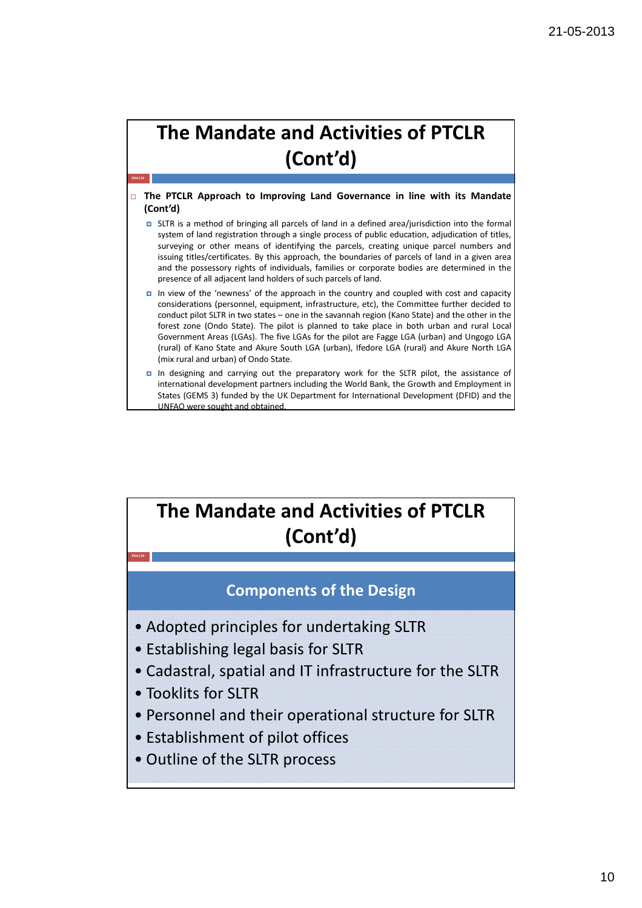# The Mandate and Activities of PTCLR (Cont'd)

- **The PTCLR Approach to Improving Land Governance in line with its Mandate (Cont'd)**
  - SLTR is a method of bringing all parcels of land in a defined area/jurisdiction into the formal system of land registration through a single process of public education, adjudication of titles, surveying or other means of identifying the parcels, creating unique parcel numbers and issuing titles/certificates. By this approach, the boundaries of parcels of land in a given area and the possessory rights of individuals, families or corporate bodies are determined in the presence of all adjacent land holders of such parcels of land.
  - In view of the 'newness' of the approach in the country and coupled with cost and capacity considerations (personnel, equipment, infrastructure, etc), the Committee further decided to conduct pilot SLTR in two states – one in the savannah region (Kano State) and the other in the forest zone (Ondo State). The pilot is planned to take place in both urban and rural Local Government Areas (LGAs). The five LGAs for the pilot are Fagge LGA (urban) and Ungogo LGA (rural) of Kano State and Akure South LGA (urban), Ifedore LGA (rural) and Akure North LGA (mix rural and urban) of Ondo State.
  - In designing and carrying out the preparatory work for the SLTR pilot, the assistance of international development partners including the World Bank, the Growth and Employment in States (GEMS 3) funded by the UK Department for International Development (DFID) and the UNFAO were sought and obtained.

# The Mandate and Activities of PTCLR (Cont'd)

## Components of the Design

- Adopted principles for undertaking SLTR
- Establishing legal basis for SLTR
- Cadastral, spatial and IT infrastructure for the SLTR
- Tooklits for SLTR
- Personnel and their operational structure for SLTR
- Establishment of pilot offices
- Outline of the SLTR process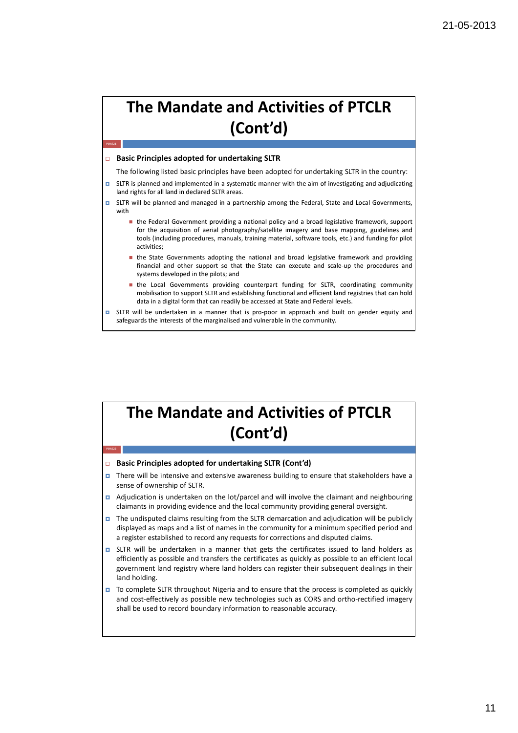## The Mandate and Activities of PTCLR (Cont'd)

- **Basic Principles adopted for undertaking SLTR**

  The following listed basic principles have been adopted for undertaking SLTR in the country:

- SLTR is planned and implemented in a systematic manner with the aim of investigating and adjudicating land rights for all land in declared SLTR areas.
- SLTR will be planned and managed in a partnership among the Federal, State and Local Governments, with
  - the Federal Government providing a national policy and a broad legislative framework, support for the acquisition of aerial photography/satellite imagery and base mapping, guidelines and tools (including procedures, manuals, training material, software tools, etc.) and funding for pilot activities;
  - the State Governments adopting the national and broad legislative framework and providing financial and other support so that the State can execute and scale-up the procedures and systems developed in the pilots; and
  - the Local Governments providing counterpart funding for SLTR, coordinating community mobilisation to support SLTR and establishing functional and efficient land registries that can hold data in a digital form that can readily be accessed at State and Federal levels.
- SLTR will be undertaken in a manner that is pro-poor in approach and built on gender equity and safeguards the interests of the marginalised and vulnerable in the community.

## The Mandate and Activities of PTCLR (Cont'd)

- **Basic Principles adopted for undertaking SLTR (Cont'd)**
- There will be intensive and extensive awareness building to ensure that stakeholders have a sense of ownership of SLTR.
- Adjudication is undertaken on the lot/parcel and will involve the claimant and neighbouring claimants in providing evidence and the local community providing general oversight.
- The undisputed claims resulting from the SLTR demarcation and adjudication will be publicly displayed as maps and a list of names in the community for a minimum specified period and a register established to record any requests for corrections and disputed claims.
- SLTR will be undertaken in a manner that gets the certificates issued to land holders as efficiently as possible and transfers the certificates as quickly as possible to an efficient local government land registry where land holders can register their subsequent dealings in their land holding.
- To complete SLTR throughout Nigeria and to ensure that the process is completed as quickly and cost-effectively as possible new technologies such as CORS and ortho-rectified imagery shall be used to record boundary information to reasonable accuracy.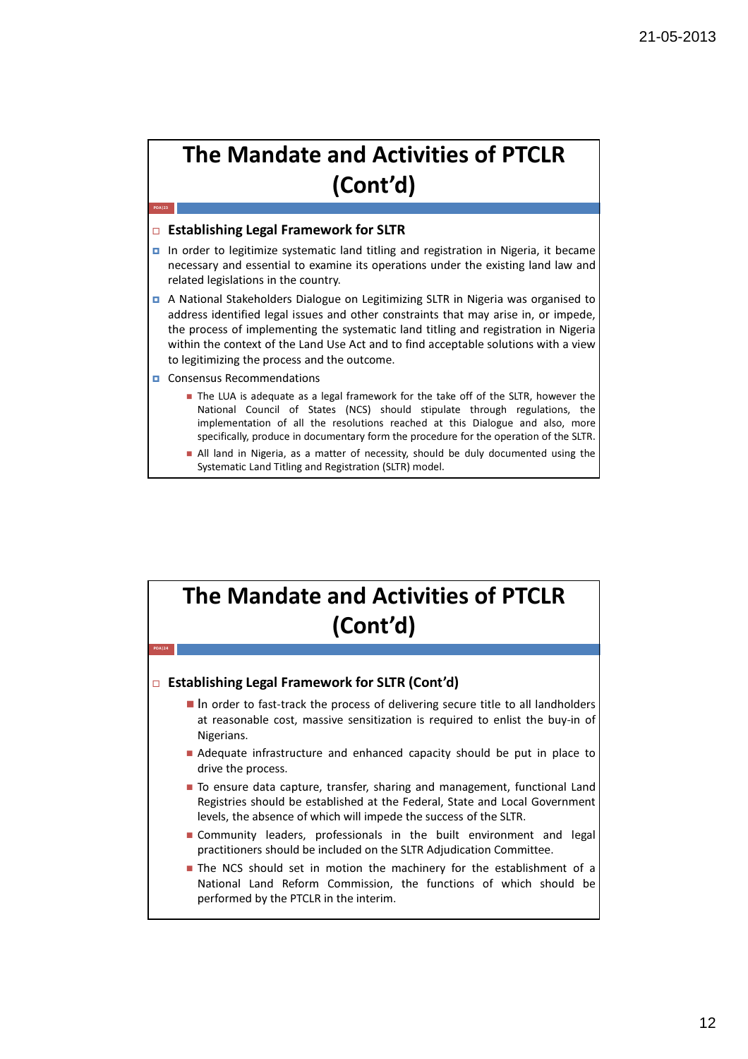## The Mandate and Activities of PTCLR (Cont'd)

- **Establishing Legal Framework for SLTR**
- In order to legitimize systematic land titling and registration in Nigeria, it became necessary and essential to examine its operations under the existing land law and related legislations in the country.
- A National Stakeholders Dialogue on Legitimizing SLTR in Nigeria was organised to address identified legal issues and other constraints that may arise in, or impede, the process of implementing the systematic land titling and registration in Nigeria within the context of the Land Use Act and to find acceptable solutions with a view to legitimizing the process and the outcome.
- Consensus Recommendations
  - The LUA is adequate as a legal framework for the take off of the SLTR, however the National Council of States (NCS) should stipulate through regulations, the implementation of all the resolutions reached at this Dialogue and also, more specifically, produce in documentary form the procedure for the operation of the SLTR.
  - All land in Nigeria, as a matter of necessity, should be duly documented using the Systematic Land Titling and Registration (SLTR) model.

## The Mandate and Activities of PTCLR (Cont'd)

- **Establishing Legal Framework for SLTR (Cont'd)**
  - In order to fast-track the process of delivering secure title to all landholders at reasonable cost, massive sensitization is required to enlist the buy-in of Nigerians.
  - Adequate infrastructure and enhanced capacity should be put in place to drive the process.
  - To ensure data capture, transfer, sharing and management, functional Land Registries should be established at the Federal, State and Local Government levels, the absence of which will impede the success of the SLTR.
  - Community leaders, professionals in the built environment and legal practitioners should be included on the SLTR Adjudication Committee.
  - The NCS should set in motion the machinery for the establishment of a National Land Reform Commission, the functions of which should be performed by the PTCLR in the interim.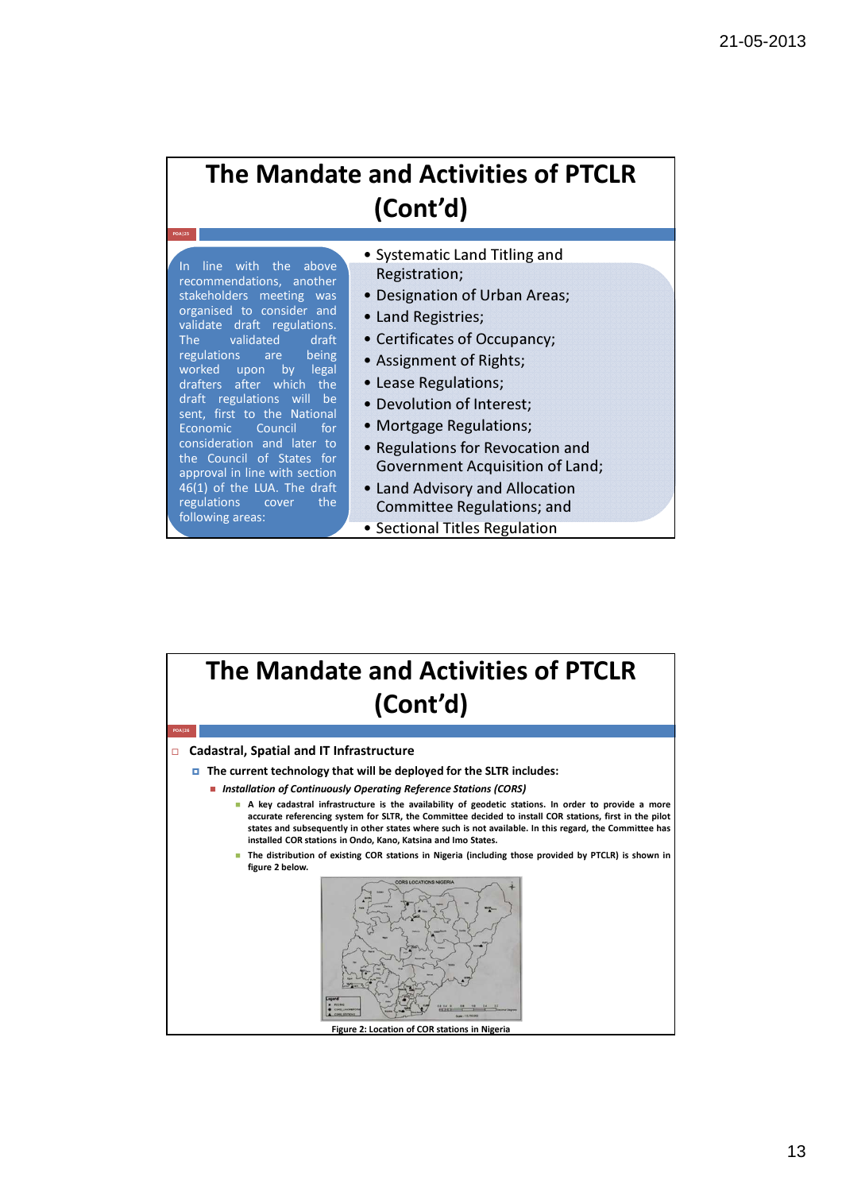# The Mandate and Activities of PTCLR (Cont'd)

In line with the above recommendations, another stakeholders meeting was organised to consider and validate draft regulations. The validated draft regulations are being worked upon by legal drafters after which the draft regulations will be sent, first to the National Economic Council for consideration and later to the Council of States for approval in line with section 46(1) of the LUA. The draft regulations cover the following areas:

- Systematic Land Titling and Registration;
- Designation of Urban Areas;
- Land Registries;
- Certificates of Occupancy;
- Assignment of Rights;
- Lease Regulations;
- Devolution of Interest;
- Mortgage Regulations;
- Regulations for Revocation and Government Acquisition of Land;
- Land Advisory and Allocation Committee Regulations; and
- Sectional Titles Regulation

# The Mandate and Activities of PTCLR (Cont'd)

- **Cadastral, Spatial and IT Infrastructure**
  - **The current technology that will be deployed for the SLTR includes:**
    - ***Installation of Continuously Operating Reference Stations (CORS)***
      - **A key cadastral infrastructure is the availability of geodetic stations. In order to provide a more accurate referencing system for SLTR, the Committee decided to install COR stations, first in the pilot states and subsequently in other states where such is not available. In this regard, the Committee has installed COR stations in Ondo, Kano, Katsina and Imo States.**
      - **The distribution of existing COR stations in Nigeria (including those provided by PTCLR) is shown in figure 2 below.**

**Figure 2: Location of COR stations in Nigeria**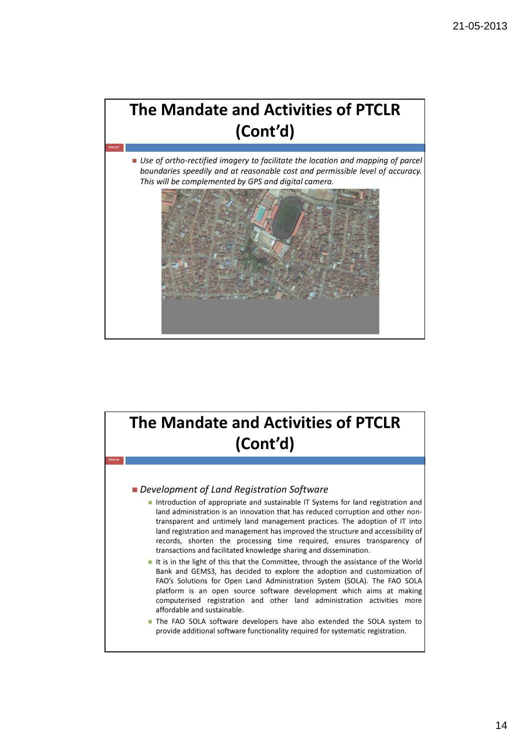## The Mandate and Activities of PTCLR (Cont'd)

- *Use of ortho-rectified imagery to facilitate the location and mapping of parcel boundaries speedily and at reasonable cost and permissible level of accuracy. This will be complemented by GPS and digital camera.*

## The Mandate and Activities of PTCLR (Cont'd)

- *Development of Land Registration Software*
  - Introduction of appropriate and sustainable IT Systems for land registration and land administration is an innovation that has reduced corruption and other non-transparent and untimely land management practices. The adoption of IT into land registration and management has improved the structure and accessibility of records, shorten the processing time required, ensures transparency of transactions and facilitated knowledge sharing and dissemination.
  - It is in the light of this that the Committee, through the assistance of the World Bank and GEMS3, has decided to explore the adoption and customization of FAO's Solutions for Open Land Administration System (SOLA). The FAO SOLA platform is an open source software development which aims at making computerised registration and other land administration activities more affordable and sustainable.
  - The FAO SOLA software developers have also extended the SOLA system to provide additional software functionality required for systematic registration.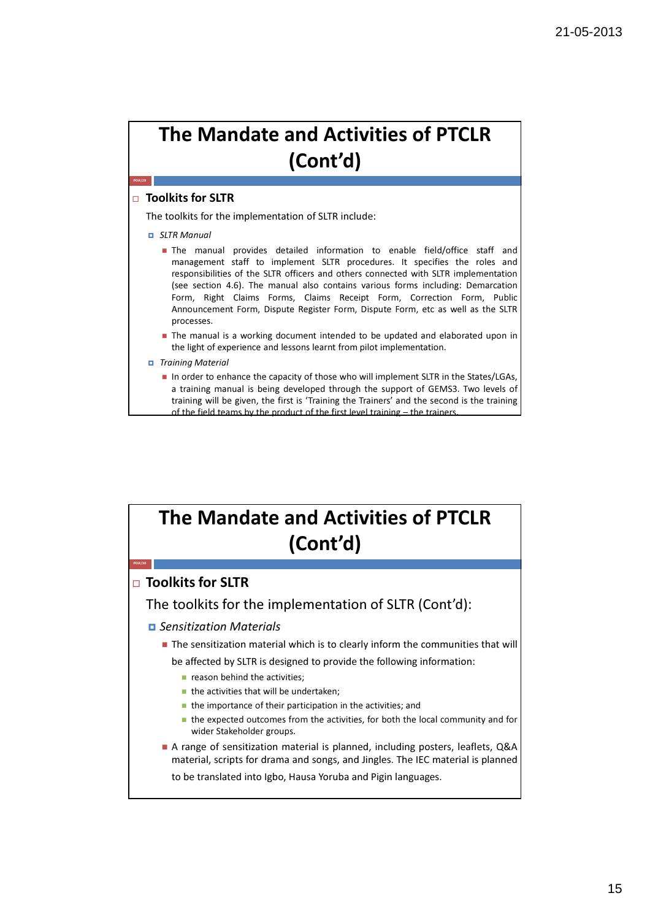# The Mandate and Activities of PTCLR (Cont'd)

- **Toolkits for SLTR**

  The toolkits for the implementation of SLTR include:

  - *SLTR Manual*
    - The manual provides detailed information to enable field/office staff and management staff to implement SLTR procedures. It specifies the roles and responsibilities of the SLTR officers and others connected with SLTR implementation (see section 4.6). The manual also contains various forms including: Demarcation Form, Right Claims Forms, Claims Receipt Form, Correction Form, Public Announcement Form, Dispute Register Form, Dispute Form, etc as well as the SLTR processes.
    - The manual is a working document intended to be updated and elaborated upon in the light of experience and lessons learnt from pilot implementation.
  - *Training Material*
    - In order to enhance the capacity of those who will implement SLTR in the States/LGAs, a training manual is being developed through the support of GEMS3. Two levels of training will be given, the first is 'Training the Trainers' and the second is the training of the field teams by the product of the first level training – the trainers.

# The Mandate and Activities of PTCLR (Cont'd)

- **Toolkits for SLTR**

  The toolkits for the implementation of SLTR (Cont'd):

  - *Sensitization Materials*
    - The sensitization material which is to clearly inform the communities that will be affected by SLTR is designed to provide the following information:
      - reason behind the activities;
      - the activities that will be undertaken;
      - the importance of their participation in the activities; and
      - the expected outcomes from the activities, for both the local community and for wider Stakeholder groups.
    - A range of sensitization material is planned, including posters, leaflets, Q&A material, scripts for drama and songs, and Jingles. The IEC material is planned to be translated into Igbo, Hausa Yoruba and Pigin languages.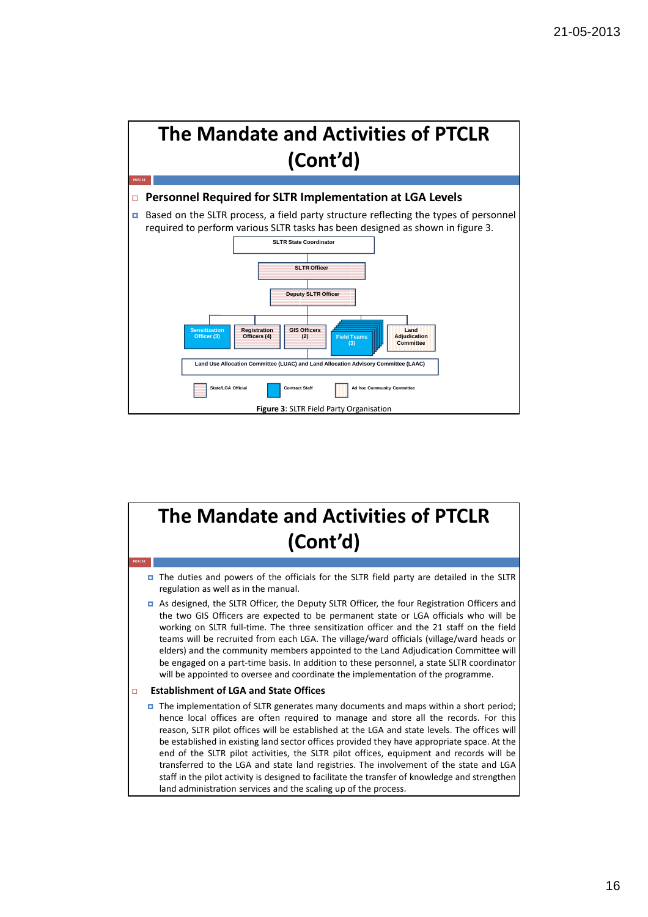# The Mandate and Activities of PTCLR (Cont'd)

## Personnel Required for SLTR Implementation at LGA Levels

- Based on the SLTR process, a field party structure reflecting the types of personnel required to perform various SLTR tasks has been designed as shown in figure 3.

SLTR State Coordinator

SLTR Officer

Deputy SLTR Officer

Sensitization Officer (3) | Registration Officers (4) | GIS Officers (2) | Field Teams (3) | Land Adjudication Committee

Land Use Allocation Committee (LUAC) and Land Allocation Advisory Committee (LAAC)

State/LGA Official | Contract Staff | Ad hoc Community Committee

**Figure 3**: SLTR Field Party Organisation

# The Mandate and Activities of PTCLR (Cont'd)

- The duties and powers of the officials for the SLTR field party are detailed in the SLTR regulation as well as in the manual.
- As designed, the SLTR Officer, the Deputy SLTR Officer, the four Registration Officers and the two GIS Officers are expected to be permanent state or LGA officials who will be working on SLTR full-time. The three sensitization officer and the 21 staff on the field teams will be recruited from each LGA. The village/ward officials (village/ward heads or elders) and the community members appointed to the Land Adjudication Committee will be engaged on a part-time basis. In addition to these personnel, a state SLTR coordinator will be appointed to oversee and coordinate the implementation of the programme.

## Establishment of LGA and State Offices

- The implementation of SLTR generates many documents and maps within a short period; hence local offices are often required to manage and store all the records. For this reason, SLTR pilot offices will be established at the LGA and state levels. The offices will be established in existing land sector offices provided they have appropriate space. At the end of the SLTR pilot activities, the SLTR pilot offices, equipment and records will be transferred to the LGA and state land registries. The involvement of the state and LGA staff in the pilot activity is designed to facilitate the transfer of knowledge and strengthen land administration services and the scaling up of the process.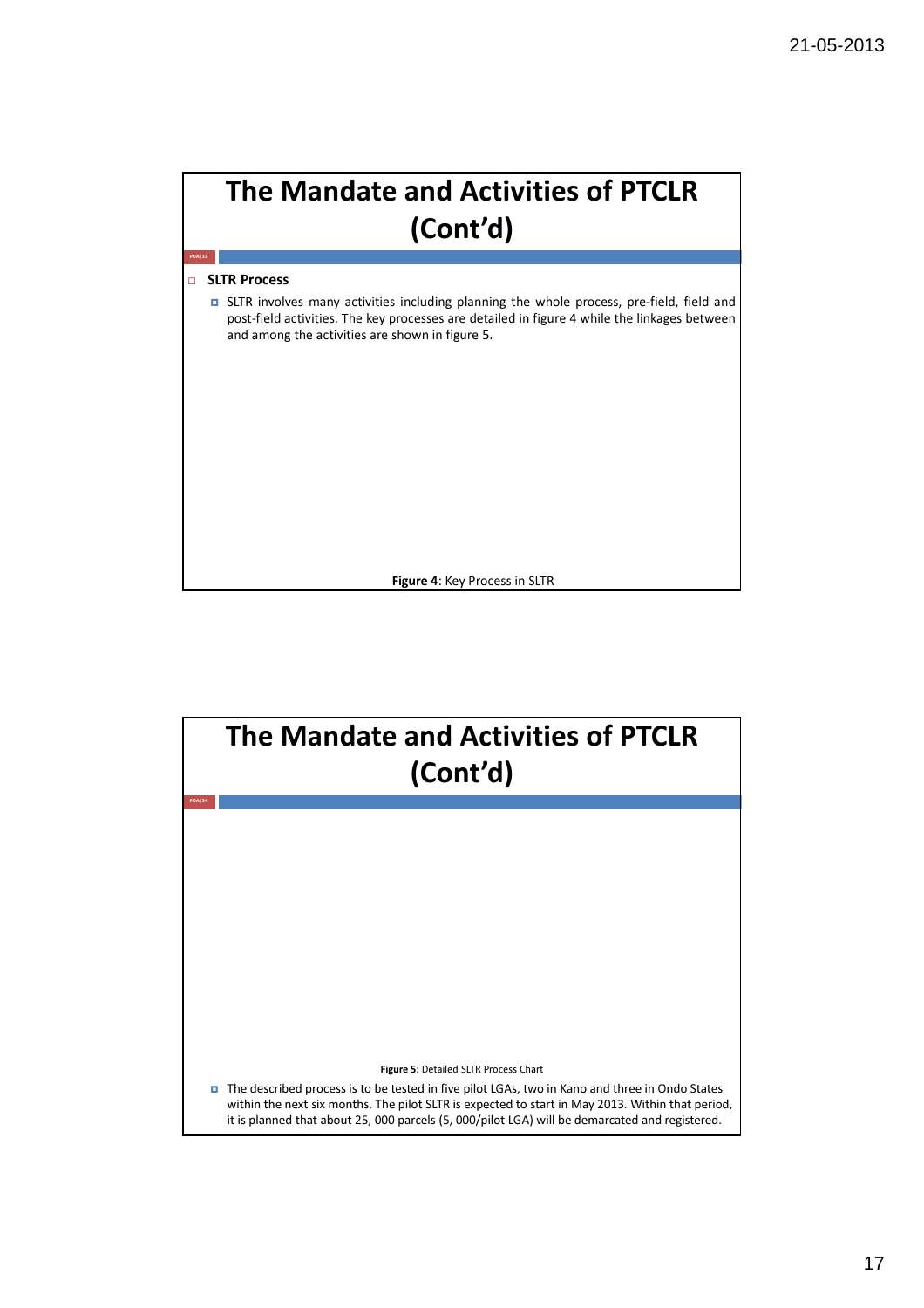# The Mandate and Activities of PTCLR (Cont'd)

- **SLTR Process**
  - SLTR involves many activities including planning the whole process, pre-field, field and post-field activities. The key processes are detailed in figure 4 while the linkages between and among the activities are shown in figure 5.

**Figure 4**: Key Process in SLTR

# The Mandate and Activities of PTCLR (Cont'd)

**Figure 5**: Detailed SLTR Process Chart

- The described process is to be tested in five pilot LGAs, two in Kano and three in Ondo States within the next six months. The pilot SLTR is expected to start in May 2013. Within that period, it is planned that about 25, 000 parcels (5, 000/pilot LGA) will be demarcated and registered.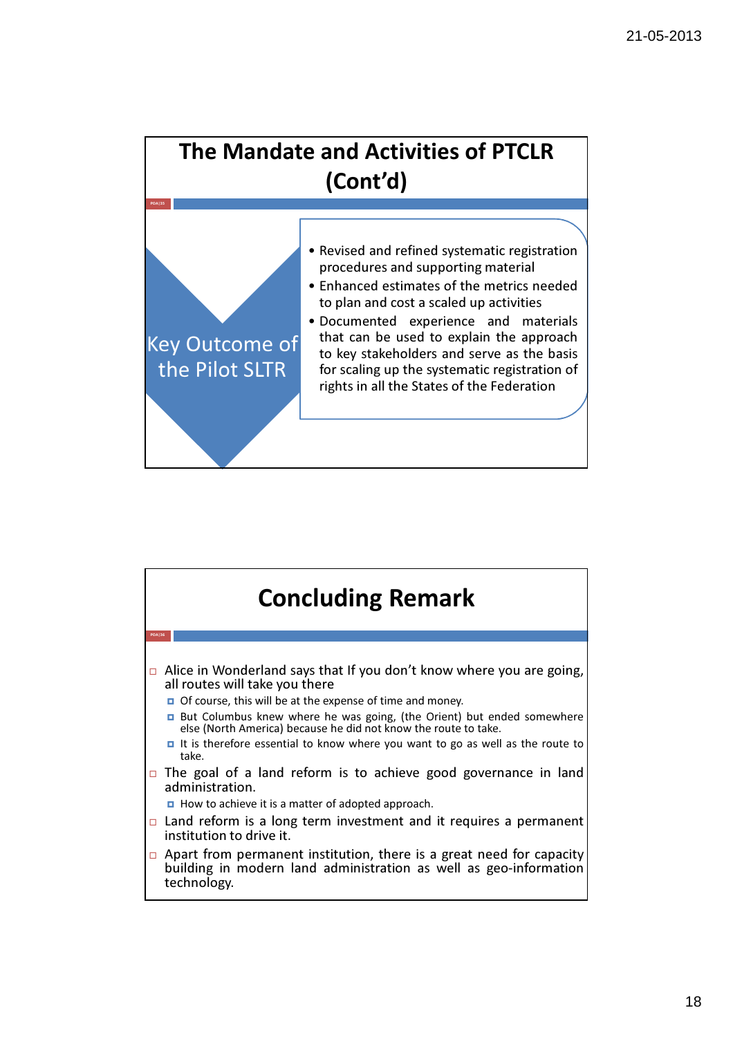# The Mandate and Activities of PTCLR (Cont'd)

**Key Outcome of the Pilot SLTR**

- Revised and refined systematic registration procedures and supporting material
- Enhanced estimates of the metrics needed to plan and cost a scaled up activities
- Documented experience and materials that can be used to explain the approach to key stakeholders and serve as the basis for scaling up the systematic registration of rights in all the States of the Federation

# Concluding Remark

- Alice in Wonderland says that If you don't know where you are going, all routes will take you there
  - Of course, this will be at the expense of time and money.
  - But Columbus knew where he was going, (the Orient) but ended somewhere else (North America) because he did not know the route to take.
  - It is therefore essential to know where you want to go as well as the route to take.
- The goal of a land reform is to achieve good governance in land administration.
  - How to achieve it is a matter of adopted approach.
- Land reform is a long term investment and it requires a permanent institution to drive it.
- Apart from permanent institution, there is a great need for capacity building in modern land administration as well as geo-information technology.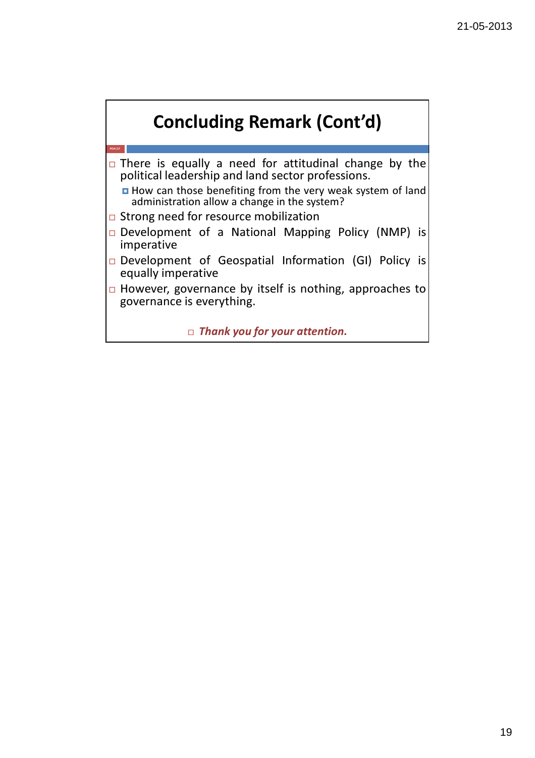# Concluding Remark (Cont'd)

- There is equally a need for attitudinal change by the political leadership and land sector professions.
  - How can those benefiting from the very weak system of land administration allow a change in the system?
- Strong need for resource mobilization
- Development of a National Mapping Policy (NMP) is imperative
- Development of Geospatial Information (GI) Policy is equally imperative
- However, governance by itself is nothing, approaches to governance is everything.

- ***Thank you for your attention.***